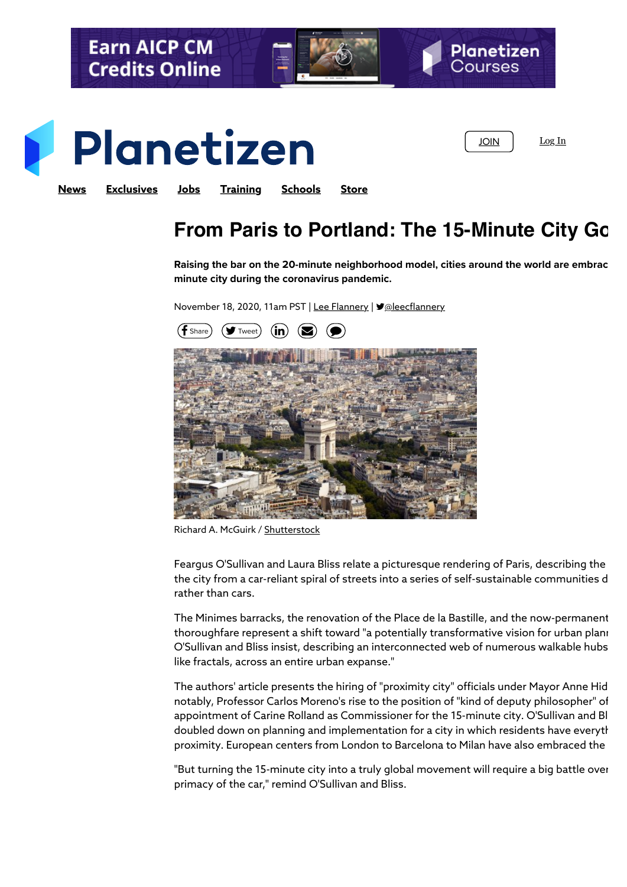Planetizen

JOIN Log In

News Exclusives Jobs Training Schools Store

# From Paris to Portland: The 15-Minute City Go

**Raising the bar on the 20-minute neighborhood model, cities around the world are embrac minute city during the coronavirus pandemic.**

November 18, 2020, 11am PST | Lee Flannery | @leecflannery

Richard A. McGuirk / Shutterstock

Feargus O'Sullivan and Laura Bliss relate a picturesque rendering of Paris, describing the the city from a car-reliant spiral of streets into a series of self-sustainable communities d rather than cars.

The Minimes barracks, the renovation of the Place de la Bastille, and the now-permanent thoroughfare represent a shift toward "a potentially transformative vision for urban plan O'Sullivan and Bliss insist, describing an interconnected web of numerous walkable hubs like fractals, across an entire urban expanse."

The authors' article presents the hiring of "proximity city" officials under Mayor Anne Hid notably, Professor Carlos Moreno's rise to the position of "kind of deputy philosopher" of appointment of Carine Rolland as Commissioner for the 15-minute city. O'Sullivan and Bl doubled down on planning and implementation for a city in which residents have everyth proximity. European centers from London to Barcelona to Milan have also embraced the

"But turning the 15-minute city into a truly global movement will require a big battle over primacy of the car," remind O'Sullivan and Bliss.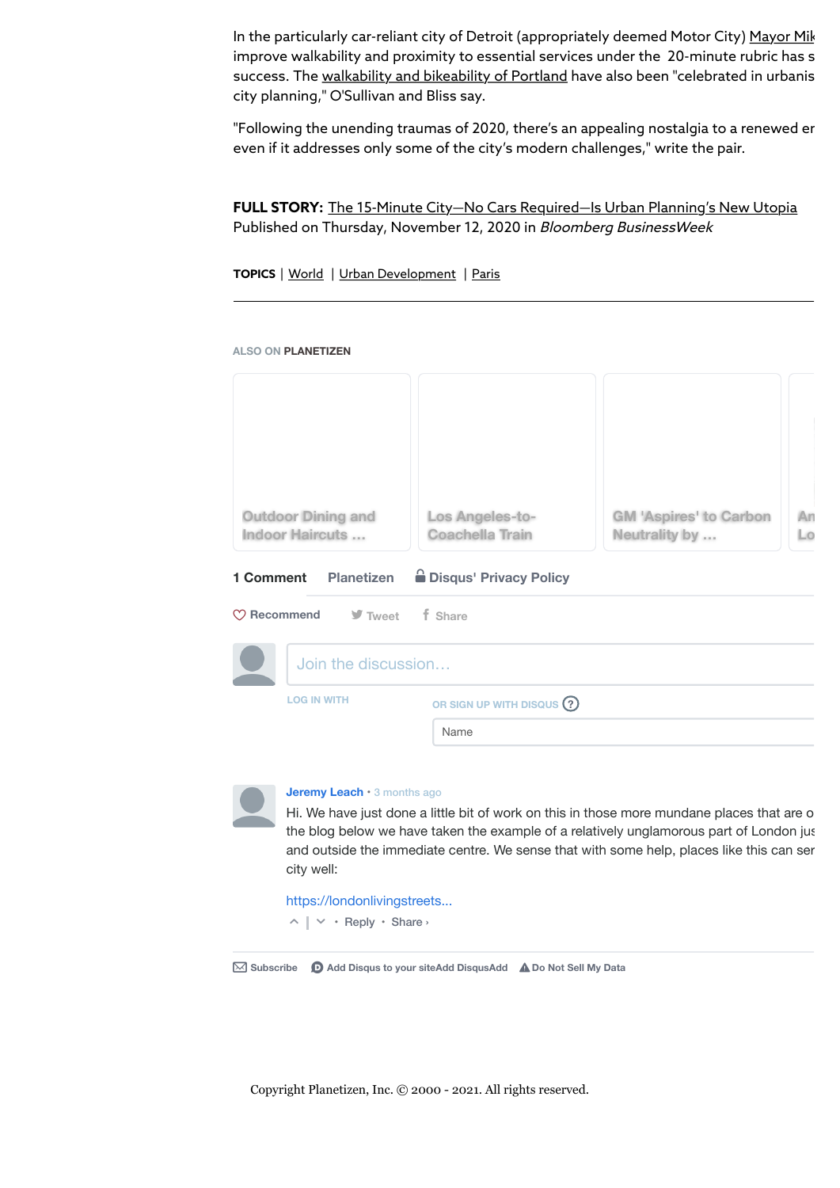In the particularly car-reliant city of Detroit (appropriately deemed Motor City) Mayor Mik improve walkability and proximity to essential services under the 20-minute rubric has s success. The walkability and bikeability of Portland have also been "celebrated in urbanis city planning," O'Sullivan and Bliss say.

"Following the unending traumas of 2020, there's an appealing nostalgia to a renewed er even if it addresses only some of the city's modern challenges," write the pair.

**FULL STORY:** The 15-Minute City—No Cars Required—Is Urban Planning's New Utopia
Published on Thursday, November 12, 2020 in *Bloomberg BusinessWeek*

**TOPICS** | World | Urban Development | Paris

ALSO ON **PLANETIZEN**

Outdoor Dining and Indoor Haircuts ...

Los Angeles-to-Coachella Train

GM 'Aspires' to Carbon Neutrality by ...

An Lo

**1 Comment** Planetizen Disqus' Privacy Policy

Recommend Tweet Share

Join the discussion…

LOG IN WITH

OR SIGN UP WITH DISQUS ?

Name

**Jeremy Leach** • 3 months ago

Hi. We have just done a little bit of work on this in those more mundane places that are o the blog below we have taken the example of a relatively unglamorous part of London jus and outside the immediate centre. We sense that with some help, places like this can ser city well:

https://londonlivingstreets...

Reply • Share ›

Subscribe  Add Disqus to your siteAdd DisqusAdd  Do Not Sell My Data

Copyright Planetizen, Inc. © 2000 - 2021. All rights reserved.